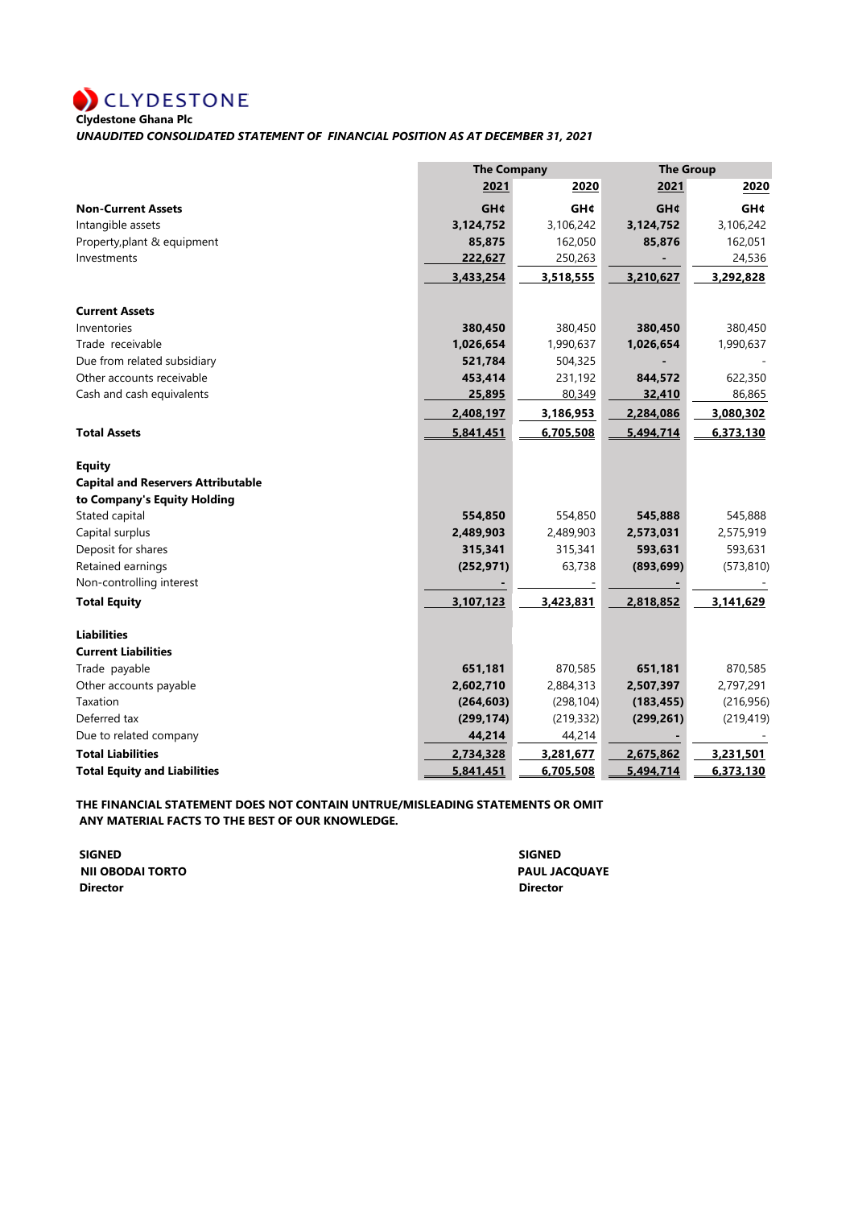CLYDESTONE

**Clydestone Ghana Plc**

***UNAUDITED CONSOLIDATED STATEMENT OF FINANCIAL POSITION AS AT DECEMBER 31, 2021***

| | The Company | | The Group | |
|---|---|---|---|---|
| | **2021** | **2020** | **2021** | **2020** |
| **Non-Current Assets** | **GH¢** | **GH¢** | **GH¢** | **GH¢** |
| Intangible assets | **3,124,752** | 3,106,242 | **3,124,752** | 3,106,242 |
| Property,plant & equipment | **85,875** | 162,050 | **85,876** | 162,051 |
| Investments | **222,627** | 250,263 | **-** | 24,536 |
| | **3,433,254** | **3,518,555** | **3,210,627** | **3,292,828** |
| **Current Assets** | | | | |
| Inventories | **380,450** | 380,450 | **380,450** | 380,450 |
| Trade receivable | **1,026,654** | 1,990,637 | **1,026,654** | 1,990,637 |
| Due from related subsidiary | **521,784** | 504,325 | **-** | - |
| Other accounts receivable | **453,414** | 231,192 | **844,572** | 622,350 |
| Cash and cash equivalents | **25,895** | 80,349 | **32,410** | 86,865 |
| | **2,408,197** | **3,186,953** | **2,284,086** | **3,080,302** |
| **Total Assets** | **5,841,451** | **6,705,508** | **5,494,714** | **6,373,130** |
| **Equity** | | | | |
| **Capital and Reservers Attributable to Company's Equity Holding** | | | | |
| Stated capital | **554,850** | 554,850 | **545,888** | 545,888 |
| Capital surplus | **2,489,903** | 2,489,903 | **2,573,031** | 2,575,919 |
| Deposit for shares | **315,341** | 315,341 | **593,631** | 593,631 |
| Retained earnings | **(252,971)** | 63,738 | **(893,699)** | (573,810) |
| Non-controlling interest | **-** | - | **-** | - |
| **Total Equity** | **3,107,123** | **3,423,831** | **2,818,852** | **3,141,629** |
| **Liabilities** | | | | |
| **Current Liabilities** | | | | |
| Trade payable | **651,181** | 870,585 | **651,181** | 870,585 |
| Other accounts payable | **2,602,710** | 2,884,313 | **2,507,397** | 2,797,291 |
| Taxation | **(264,603)** | (298,104) | **(183,455)** | (216,956) |
| Deferred tax | **(299,174)** | (219,332) | **(299,261)** | (219,419) |
| Due to related company | **44,214** | 44,214 | **-** | - |
| **Total Liabilities** | **2,734,328** | **3,281,677** | **2,675,862** | **3,231,501** |
| **Total Equity and Liabilities** | **5,841,451** | **6,705,508** | **5,494,714** | **6,373,130** |

**THE FINANCIAL STATEMENT DOES NOT CONTAIN UNTRUE/MISLEADING STATEMENTS OR OMIT ANY MATERIAL FACTS TO THE BEST OF OUR KNOWLEDGE.**

**SIGNED**
**NII OBODAI TORTO**
**Director**

**SIGNED**
**PAUL JACQUAYE**
**Director**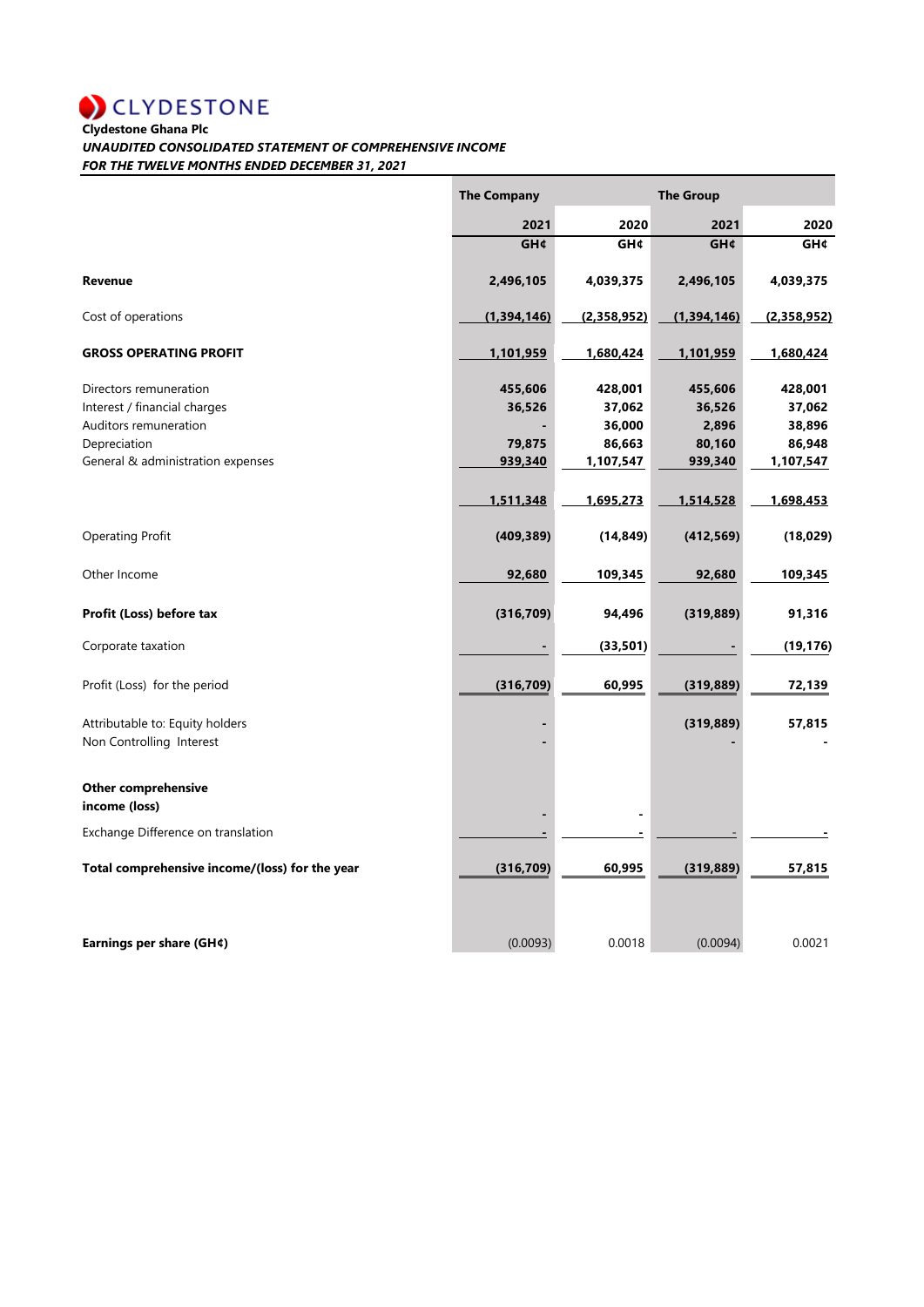CLYDESTONE

**Clydestone Ghana Plc**

***UNAUDITED CONSOLIDATED STATEMENT OF COMPREHENSIVE INCOME***

***FOR THE TWELVE MONTHS ENDED DECEMBER 31, 2021***

| | The Company | | The Group | |
|---|---|---|---|---|
| | 2021 | 2020 | 2021 | 2020 |
| | GH¢ | GH¢ | GH¢ | GH¢ |
| **Revenue** | 2,496,105 | 4,039,375 | 2,496,105 | 4,039,375 |
| Cost of operations | (1,394,146) | (2,358,952) | (1,394,146) | (2,358,952) |
| **GROSS OPERATING PROFIT** | 1,101,959 | 1,680,424 | 1,101,959 | 1,680,424 |
| Directors remuneration | 455,606 | 428,001 | 455,606 | 428,001 |
| Interest / financial charges | 36,526 | 37,062 | 36,526 | 37,062 |
| Auditors remuneration | - | 36,000 | 2,896 | 38,896 |
| Depreciation | 79,875 | 86,663 | 80,160 | 86,948 |
| General & administration expenses | 939,340 | 1,107,547 | 939,340 | 1,107,547 |
| | 1,511,348 | 1,695,273 | 1,514,528 | 1,698,453 |
| Operating Profit | (409,389) | (14,849) | (412,569) | (18,029) |
| Other Income | 92,680 | 109,345 | 92,680 | 109,345 |
| **Profit (Loss) before tax** | (316,709) | 94,496 | (319,889) | 91,316 |
| Corporate taxation | - | (33,501) | - | (19,176) |
| Profit (Loss) for the period | (316,709) | 60,995 | (319,889) | 72,139 |
| Attributable to: Equity holders | - | | (319,889) | 57,815 |
| Non Controlling Interest | - | | - | - |
| **Other comprehensive income (loss)** | - | - | | |
| Exchange Difference on translation | - | - | - | - |
| **Total comprehensive income/(loss) for the year** | (316,709) | 60,995 | (319,889) | 57,815 |
| **Earnings per share (GH¢)** | (0.0093) | 0.0018 | (0.0094) | 0.0021 |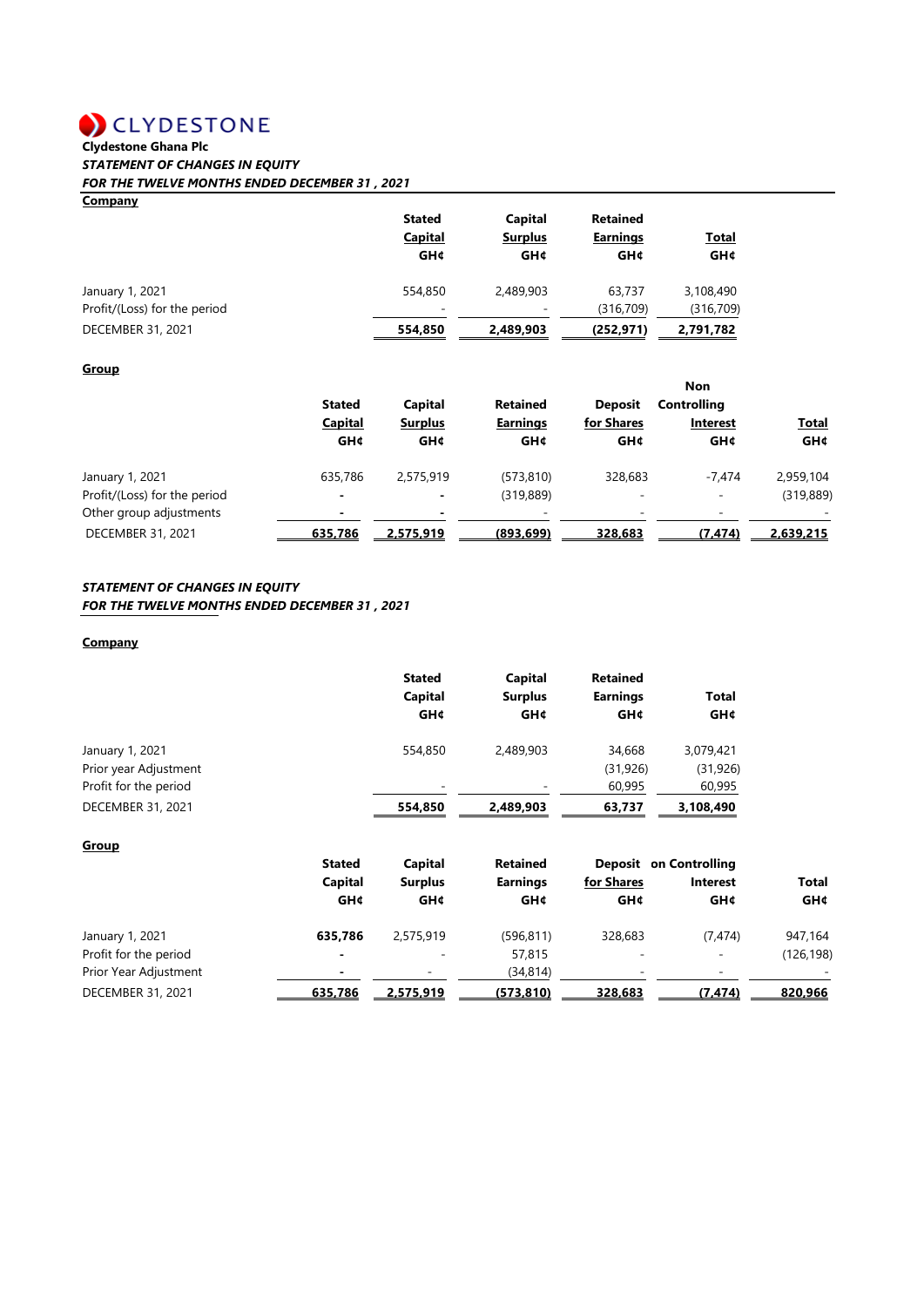CLYDESTONE

**Clydestone Ghana Plc**

***STATEMENT OF CHANGES IN EQUITY***

***FOR THE TWELVE MONTHS ENDED DECEMBER 31 , 2021***

**Company**

| | Stated Capital GH¢ | Capital Surplus GH¢ | Retained Earnings GH¢ | Total GH¢ |
|---|---|---|---|---|
| January 1, 2021 | 554,850 | 2,489,903 | 63,737 | 3,108,490 |
| Profit/(Loss) for the period | - | - | (316,709) | (316,709) |
| DECEMBER 31, 2021 | **554,850** | **2,489,903** | **(252,971)** | **2,791,782** |

**Group**

| | Stated Capital GH¢ | Capital Surplus GH¢ | Retained Earnings GH¢ | Deposit for Shares GH¢ | Non Controlling Interest GH¢ | Total GH¢ |
|---|---|---|---|---|---|---|
| January 1, 2021 | 635,786 | 2,575,919 | (573,810) | 328,683 | -7,474 | 2,959,104 |
| Profit/(Loss) for the period | - | - | (319,889) | - | - | (319,889) |
| Other group adjustments | - | - | - | - | - | - |
| DECEMBER 31, 2021 | **635,786** | **2,575,919** | **(893,699)** | **328,683** | **(7,474)** | **2,639,215** |

***STATEMENT OF CHANGES IN EQUITY***

***FOR THE TWELVE MONTHS ENDED DECEMBER 31 , 2021***

**Company**

| | Stated Capital GH¢ | Capital Surplus GH¢ | Retained Earnings GH¢ | Total GH¢ |
|---|---|---|---|---|
| January 1, 2021 | 554,850 | 2,489,903 | 34,668 | 3,079,421 |
| Prior year Adjustment | | | (31,926) | (31,926) |
| Profit for the period | - | - | 60,995 | 60,995 |
| DECEMBER 31, 2021 | **554,850** | **2,489,903** | **63,737** | **3,108,490** |

**Group**

| | Stated Capital GH¢ | Capital Surplus GH¢ | Retained Earnings GH¢ | Deposit for Shares GH¢ | on Controlling Interest GH¢ | Total GH¢ |
|---|---|---|---|---|---|---|
| January 1, 2021 | **635,786** | 2,575,919 | (596,811) | 328,683 | (7,474) | 947,164 |
| Profit for the period | - | - | 57,815 | - | - | (126,198) |
| Prior Year Adjustment | - | - | (34,814) | - | - | - |
| DECEMBER 31, 2021 | **635,786** | **2,575,919** | **(573,810)** | **328,683** | **(7,474)** | **820,966** |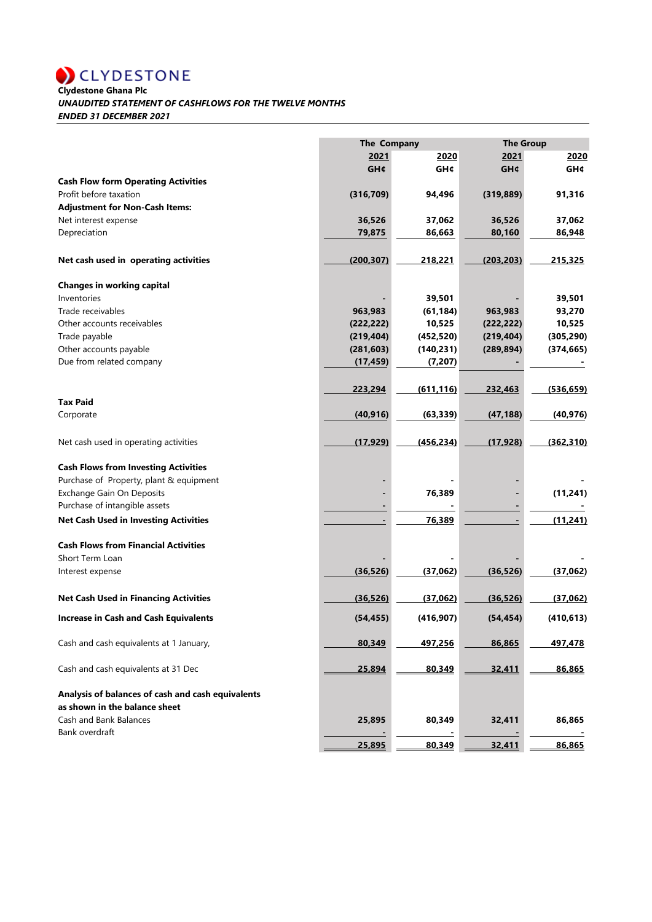CLYDESTONE

**Clydestone Ghana Plc**

***UNAUDITED STATEMENT OF CASHFLOWS FOR THE TWELVE MONTHS ENDED 31 DECEMBER 2021***

| | The Company | | The Group | |
|---|---|---|---|---|
| | 2021 | 2020 | 2021 | 2020 |
| | GH¢ | GH¢ | GH¢ | GH¢ |
| **Cash Flow form Operating Activities** | | | | |
| Profit before taxation | (316,709) | 94,496 | (319,889) | 91,316 |
| **Adjustment for Non-Cash Items:** | | | | |
| Net interest expense | 36,526 | 37,062 | 36,526 | 37,062 |
| Depreciation | 79,875 | 86,663 | 80,160 | 86,948 |
| **Net cash used in operating activities** | (200,307) | 218,221 | (203,203) | 215,325 |
| **Changes in working capital** | | | | |
| Inventories | - | 39,501 | - | 39,501 |
| Trade receivables | 963,983 | (61,184) | 963,983 | 93,270 |
| Other accounts receivables | (222,222) | 10,525 | (222,222) | 10,525 |
| Trade payable | (219,404) | (452,520) | (219,404) | (305,290) |
| Other accounts payable | (281,603) | (140,231) | (289,894) | (374,665) |
| Due from related company | (17,459) | (7,207) | - | - |
| | 223,294 | (611,116) | 232,463 | (536,659) |
| **Tax Paid** | | | | |
| Corporate | (40,916) | (63,339) | (47,188) | (40,976) |
| Net cash used in operating activities | (17,929) | (456,234) | (17,928) | (362,310) |
| **Cash Flows from Investing Activities** | | | | |
| Purchase of Property, plant & equipment | - | - | - | - |
| Exchange Gain On Deposits | - | 76,389 | - | (11,241) |
| Purchase of intangible assets | - | - | - | - |
| **Net Cash Used in Investing Activities** | - | 76,389 | - | (11,241) |
| **Cash Flows from Financial Activities** | | | | |
| Short Term Loan | - | - | - | - |
| Interest expense | (36,526) | (37,062) | (36,526) | (37,062) |
| **Net Cash Used in Financing Activities** | (36,526) | (37,062) | (36,526) | (37,062) |
| **Increase in Cash and Cash Equivalents** | (54,455) | (416,907) | (54,454) | (410,613) |
| Cash and cash equivalents at 1 January, | 80,349 | 497,256 | 86,865 | 497,478 |
| Cash and cash equivalents at 31 Dec | 25,894 | 80,349 | 32,411 | 86,865 |
| **Analysis of balances of cash and cash equivalents as shown in the balance sheet** | | | | |
| Cash and Bank Balances | 25,895 | 80,349 | 32,411 | 86,865 |
| Bank overdraft | - | - | - | - |
| | 25,895 | 80,349 | 32,411 | 86,865 |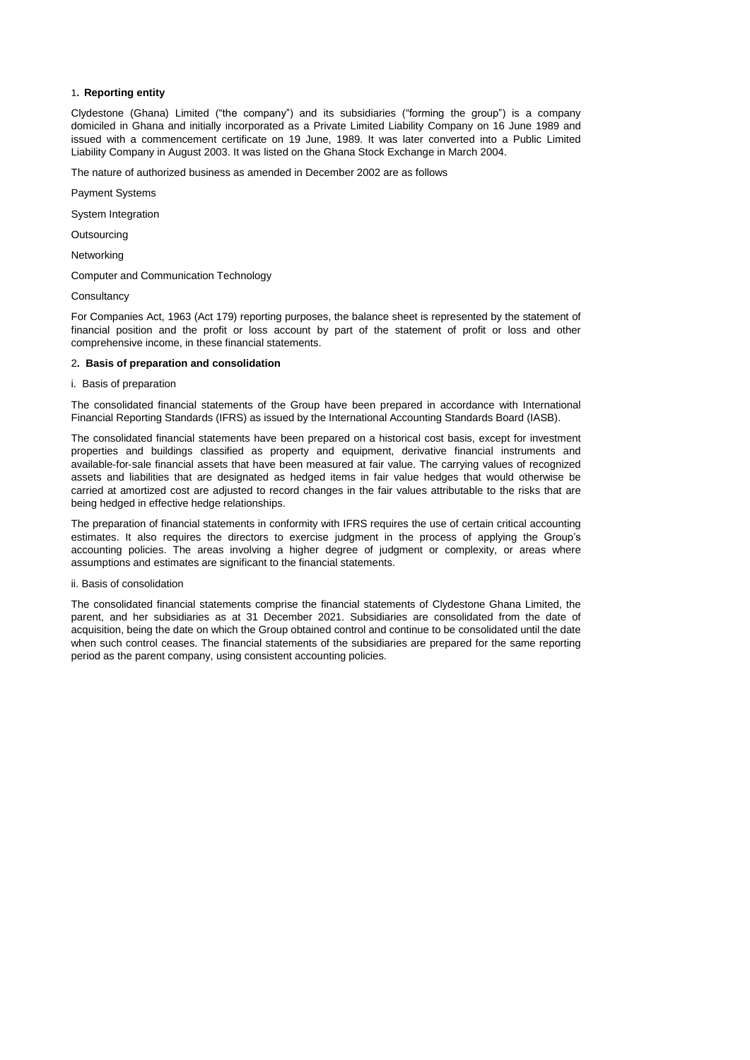## 1. Reporting entity

Clydestone (Ghana) Limited ("the company") and its subsidiaries ("forming the group") is a company domiciled in Ghana and initially incorporated as a Private Limited Liability Company on 16 June 1989 and issued with a commencement certificate on 19 June, 1989. It was later converted into a Public Limited Liability Company in August 2003. It was listed on the Ghana Stock Exchange in March 2004.

The nature of authorized business as amended in December 2002 are as follows

Payment Systems

System Integration

Outsourcing

Networking

Computer and Communication Technology

Consultancy

For Companies Act, 1963 (Act 179) reporting purposes, the balance sheet is represented by the statement of financial position and the profit or loss account by part of the statement of profit or loss and other comprehensive income, in these financial statements.

## 2. Basis of preparation and consolidation

i. Basis of preparation

The consolidated financial statements of the Group have been prepared in accordance with International Financial Reporting Standards (IFRS) as issued by the International Accounting Standards Board (IASB).

The consolidated financial statements have been prepared on a historical cost basis, except for investment properties and buildings classified as property and equipment, derivative financial instruments and available-for-sale financial assets that have been measured at fair value. The carrying values of recognized assets and liabilities that are designated as hedged items in fair value hedges that would otherwise be carried at amortized cost are adjusted to record changes in the fair values attributable to the risks that are being hedged in effective hedge relationships.

The preparation of financial statements in conformity with IFRS requires the use of certain critical accounting estimates. It also requires the directors to exercise judgment in the process of applying the Group's accounting policies. The areas involving a higher degree of judgment or complexity, or areas where assumptions and estimates are significant to the financial statements.

ii. Basis of consolidation

The consolidated financial statements comprise the financial statements of Clydestone Ghana Limited, the parent, and her subsidiaries as at 31 December 2021. Subsidiaries are consolidated from the date of acquisition, being the date on which the Group obtained control and continue to be consolidated until the date when such control ceases. The financial statements of the subsidiaries are prepared for the same reporting period as the parent company, using consistent accounting policies.